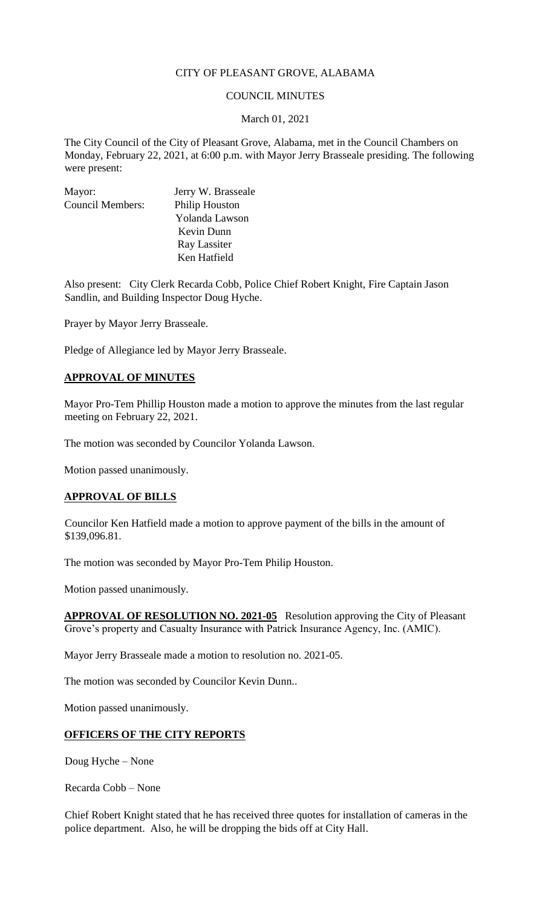CITY OF PLEASANT GROVE, ALABAMA

COUNCIL MINUTES

March 01, 2021

The City Council of the City of Pleasant Grove, Alabama, met in the Council Chambers on Monday, February 22, 2021, at 6:00 p.m. with Mayor Jerry Brasseale presiding. The following were present:

| | |
|---|---|
| Mayor: | Jerry W. Brasseale |
| Council Members: | Philip Houston |
| | Yolanda Lawson |
| | Kevin Dunn |
| | Ray Lassiter |
| | Ken Hatfield |

Also present: City Clerk Recarda Cobb, Police Chief Robert Knight, Fire Captain Jason Sandlin, and Building Inspector Doug Hyche.

Prayer by Mayor Jerry Brasseale.

Pledge of Allegiance led by Mayor Jerry Brasseale.

**APPROVAL OF MINUTES**

Mayor Pro-Tem Phillip Houston made a motion to approve the minutes from the last regular meeting on February 22, 2021.

The motion was seconded by Councilor Yolanda Lawson.

Motion passed unanimously.

**APPROVAL OF BILLS**

Councilor Ken Hatfield made a motion to approve payment of the bills in the amount of $139,096.81.

The motion was seconded by Mayor Pro-Tem Philip Houston.

Motion passed unanimously.

**APPROVAL OF RESOLUTION NO. 2021-05** Resolution approving the City of Pleasant Grove's property and Casualty Insurance with Patrick Insurance Agency, Inc. (AMIC).

Mayor Jerry Brasseale made a motion to resolution no. 2021-05.

The motion was seconded by Councilor Kevin Dunn..

Motion passed unanimously.

**OFFICERS OF THE CITY REPORTS**

Doug Hyche – None

Recarda Cobb – None

Chief Robert Knight stated that he has received three quotes for installation of cameras in the police department. Also, he will be dropping the bids off at City Hall.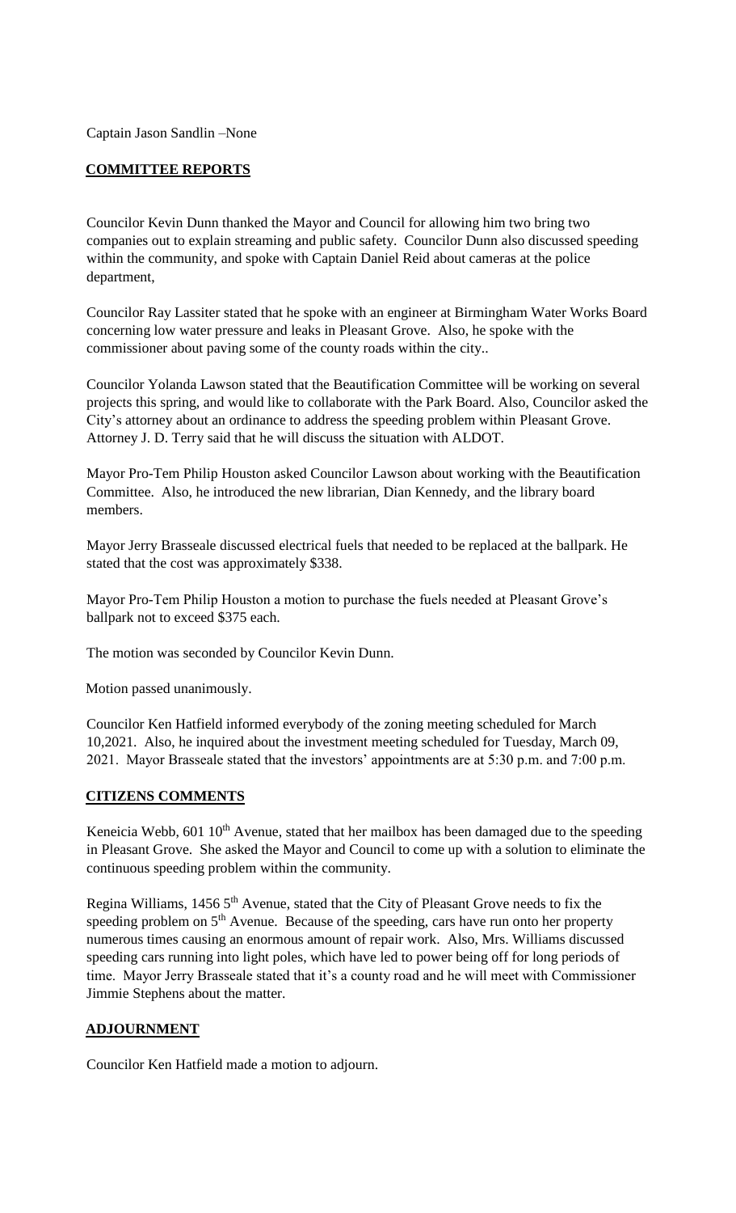Captain Jason Sandlin –None

## **COMMITTEE REPORTS**

Councilor Kevin Dunn thanked the Mayor and Council for allowing him two bring two companies out to explain streaming and public safety. Councilor Dunn also discussed speeding within the community, and spoke with Captain Daniel Reid about cameras at the police department,

Councilor Ray Lassiter stated that he spoke with an engineer at Birmingham Water Works Board concerning low water pressure and leaks in Pleasant Grove. Also, he spoke with the commissioner about paving some of the county roads within the city..

Councilor Yolanda Lawson stated that the Beautification Committee will be working on several projects this spring, and would like to collaborate with the Park Board. Also, Councilor asked the City's attorney about an ordinance to address the speeding problem within Pleasant Grove. Attorney J. D. Terry said that he will discuss the situation with ALDOT.

Mayor Pro-Tem Philip Houston asked Councilor Lawson about working with the Beautification Committee. Also, he introduced the new librarian, Dian Kennedy, and the library board members.

Mayor Jerry Brasseale discussed electrical fuels that needed to be replaced at the ballpark. He stated that the cost was approximately $338.

Mayor Pro-Tem Philip Houston a motion to purchase the fuels needed at Pleasant Grove's ballpark not to exceed $375 each.

The motion was seconded by Councilor Kevin Dunn.

Motion passed unanimously.

Councilor Ken Hatfield informed everybody of the zoning meeting scheduled for March 10,2021. Also, he inquired about the investment meeting scheduled for Tuesday, March 09, 2021. Mayor Brasseale stated that the investors' appointments are at 5:30 p.m. and 7:00 p.m.

## **CITIZENS COMMENTS**

Keneicia Webb, 601 10th Avenue, stated that her mailbox has been damaged due to the speeding in Pleasant Grove. She asked the Mayor and Council to come up with a solution to eliminate the continuous speeding problem within the community.

Regina Williams, 1456 5th Avenue, stated that the City of Pleasant Grove needs to fix the speeding problem on 5th Avenue. Because of the speeding, cars have run onto her property numerous times causing an enormous amount of repair work. Also, Mrs. Williams discussed speeding cars running into light poles, which have led to power being off for long periods of time. Mayor Jerry Brasseale stated that it's a county road and he will meet with Commissioner Jimmie Stephens about the matter.

## **ADJOURNMENT**

Councilor Ken Hatfield made a motion to adjourn.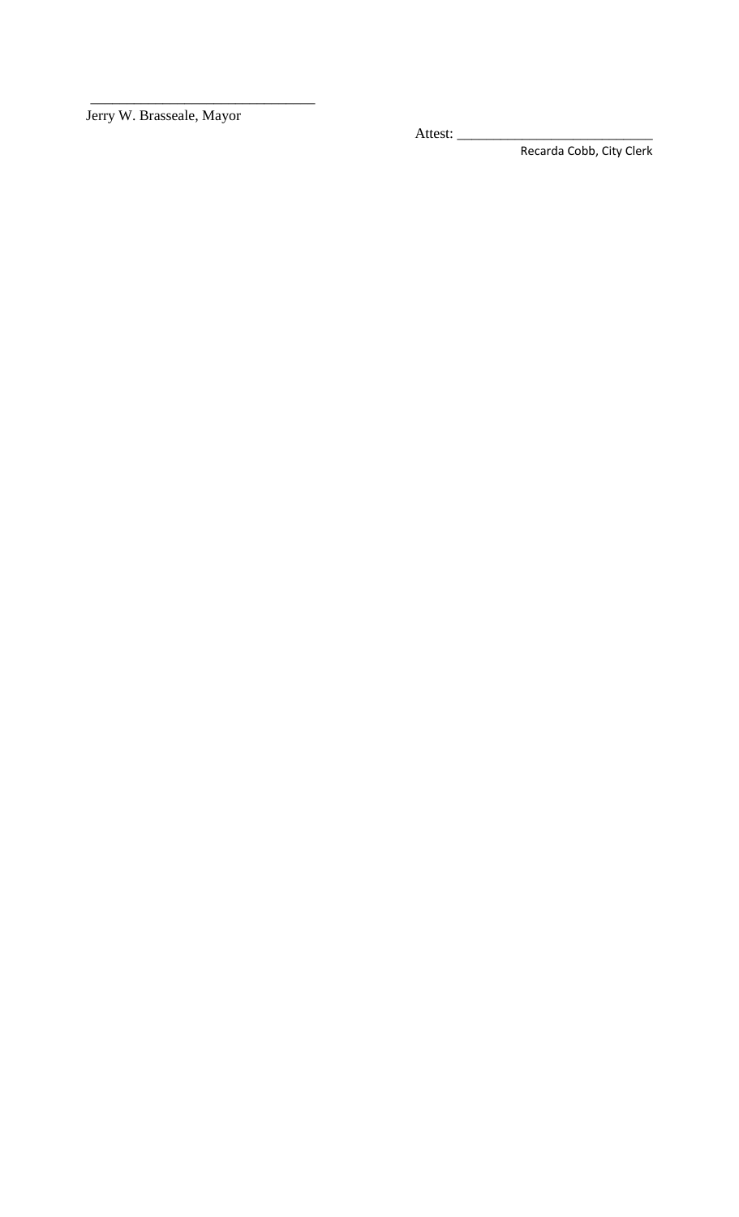______________________________

Jerry W. Brasseale, Mayor

Attest: ___________________________

Recarda Cobb, City Clerk